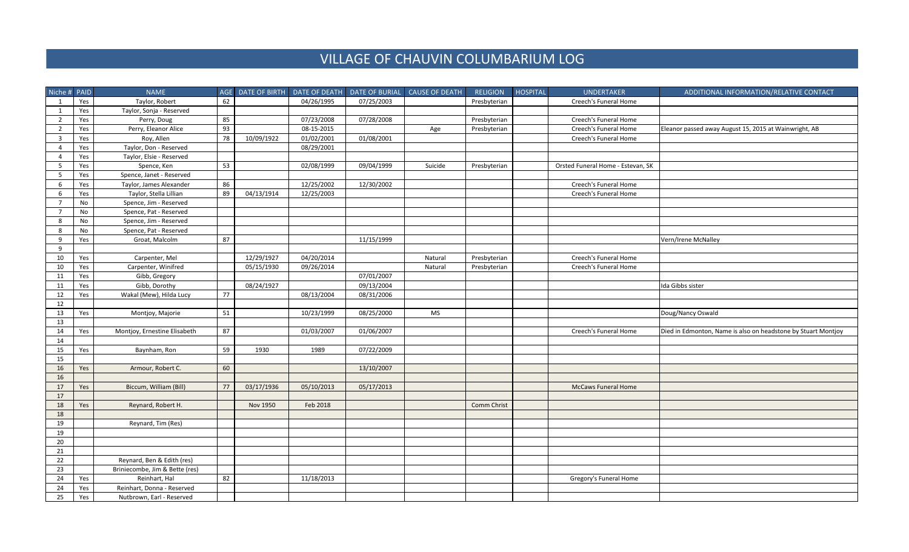# VILLAGE OF CHAUVIN COLUMBARIUM LOG

| Niche # | PAID | NAME | AGE | DATE OF BIRTH | DATE OF DEATH | DATE OF BURIAL | CAUSE OF DEATH | RELIGION | HOSPITAL | UNDERTAKER | ADDITIONAL INFORMATION/RELATIVE CONTACT |
|---|---|---|---|---|---|---|---|---|---|---|---|
| 1 | Yes | Taylor, Robert | 62 | | 04/26/1995 | 07/25/2003 | | Presbyterian | | Creech's Funeral Home | |
| 1 | Yes | Taylor, Sonja - Reserved | | | | | | | | | |
| 2 | Yes | Perry, Doug | 85 | | 07/23/2008 | 07/28/2008 | | Presbyterian | | Creech's Funeral Home | |
| 2 | Yes | Perry, Eleanor Alice | 93 | | 08-15-2015 | | Age | Presbyterian | | Creech's Funeral Home | Eleanor passed away August 15, 2015 at Wainwright, AB |
| 3 | Yes | Roy, Allen | 78 | 10/09/1922 | 01/02/2001 | 01/08/2001 | | | | Creech's Funeral Home | |
| 4 | Yes | Taylor, Don - Reserved | | | 08/29/2001 | | | | | | |
| 4 | Yes | Taylor, Elsie - Reserved | | | | | | | | | |
| 5 | Yes | Spence, Ken | 53 | | 02/08/1999 | 09/04/1999 | Suicide | Presbyterian | | Orsted Funeral Home - Estevan, SK | |
| 5 | Yes | Spence, Janet - Reserved | | | | | | | | | |
| 6 | Yes | Taylor, James Alexander | 86 | | 12/25/2002 | 12/30/2002 | | | | Creech's Funeral Home | |
| 6 | Yes | Taylor, Stella Lillian | 89 | 04/13/1914 | 12/25/2003 | | | | | Creech's Funeral Home | |
| 7 | No | Spence, Jim - Reserved | | | | | | | | | |
| 7 | No | Spence, Pat - Reserved | | | | | | | | | |
| 8 | No | Spence, Jim - Reserved | | | | | | | | | |
| 8 | No | Spence, Pat - Reserved | | | | | | | | | |
| 9 | Yes | Groat, Malcolm | 87 | | | 11/15/1999 | | | | | Vern/Irene McNalley |
| 9 | | | | | | | | | | | |
| 10 | Yes | Carpenter, Mel | | 12/29/1927 | 04/20/2014 | | Natural | Presbyterian | | Creech's Funeral Home | |
| 10 | Yes | Carpenter, Winifred | | 05/15/1930 | 09/26/2014 | | Natural | Presbyterian | | Creech's Funeral Home | |
| 11 | Yes | Gibb, Gregory | | | | 07/01/2007 | | | | | |
| 11 | Yes | Gibb, Dorothy | | 08/24/1927 | | 09/13/2004 | | | | | Ida Gibbs sister |
| 12 | Yes | Wakal (Mew), Hilda Lucy | 77 | | 08/13/2004 | 08/31/2006 | | | | | |
| 12 | | | | | | | | | | | |
| 13 | Yes | Montjoy, Majorie | 51 | | 10/23/1999 | 08/25/2000 | MS | | | | Doug/Nancy Oswald |
| 13 | | | | | | | | | | | |
| 14 | Yes | Montjoy, Ernestine Elisabeth | 87 | | 01/03/2007 | 01/06/2007 | | | | Creech's Funeral Home | Died in Edmonton, Name is also on headstone by Stuart Montjoy |
| 14 | | | | | | | | | | | |
| 15 | Yes | Baynham, Ron | 59 | 1930 | 1989 | 07/22/2009 | | | | | |
| 15 | | | | | | | | | | | |
| 16 | Yes | Armour, Robert C. | 60 | | | 13/10/2007 | | | | | |
| 16 | | | | | | | | | | | |
| 17 | Yes | Biccum, William (Bill) | 77 | 03/17/1936 | 05/10/2013 | 05/17/2013 | | | | McCaws Funeral Home | |
| 17 | | | | | | | | | | | |
| 18 | Yes | Reynard, Robert H. | | Nov 1950 | Feb 2018 | | | Comm Christ | | | |
| 18 | | | | | | | | | | | |
| 19 | | Reynard, Tim (Res) | | | | | | | | | |
| 19 | | | | | | | | | | | |
| 20 | | | | | | | | | | | |
| 21 | | | | | | | | | | | |
| 22 | | Reynard, Ben & Edith (res) | | | | | | | | | |
| 23 | | Briniecombe, Jim & Bette (res) | | | | | | | | | |
| 24 | Yes | Reinhart, Hal | 82 | | 11/18/2013 | | | | | Gregory's Funeral Home | |
| 24 | Yes | Reinhart, Donna - Reserved | | | | | | | | | |
| 25 | Yes | Nutbrown, Earl - Reserved | | | | | | | | | |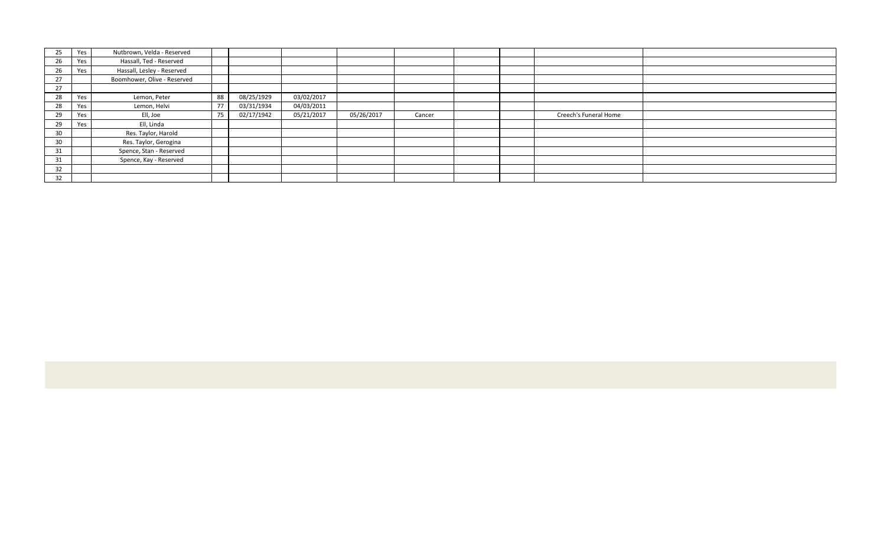| | | | | | | | | | | | |
|---|---|---|---|---|---|---|---|---|---|---|---|
| 25 | Yes | Nutbrown, Velda - Reserved | | | | | | | | | |
| 26 | Yes | Hassall, Ted - Reserved | | | | | | | | | |
| 26 | Yes | Hassall, Lesley - Reserved | | | | | | | | | |
| 27 | | Boomhower, Olive - Reserved | | | | | | | | | |
| 27 | | | | | | | | | | | |
| 28 | Yes | Lemon, Peter | 88 | 08/25/1929 | 03/02/2017 | | | | | | |
| 28 | Yes | Lemon, Helvi | 77 | 03/31/1934 | 04/03/2011 | | | | | | |
| 29 | Yes | Ell, Joe | 75 | 02/17/1942 | 05/21/2017 | 05/26/2017 | Cancer | | | Creech's Funeral Home | |
| 29 | Yes | Ell, Linda | | | | | | | | | |
| 30 | | Res. Taylor, Harold | | | | | | | | | |
| 30 | | Res. Taylor, Gerogina | | | | | | | | | |
| 31 | | Spence, Stan - Reserved | | | | | | | | | |
| 31 | | Spence, Kay - Reserved | | | | | | | | | |
| 32 | | | | | | | | | | | |
| 32 | | | | | | | | | | | |